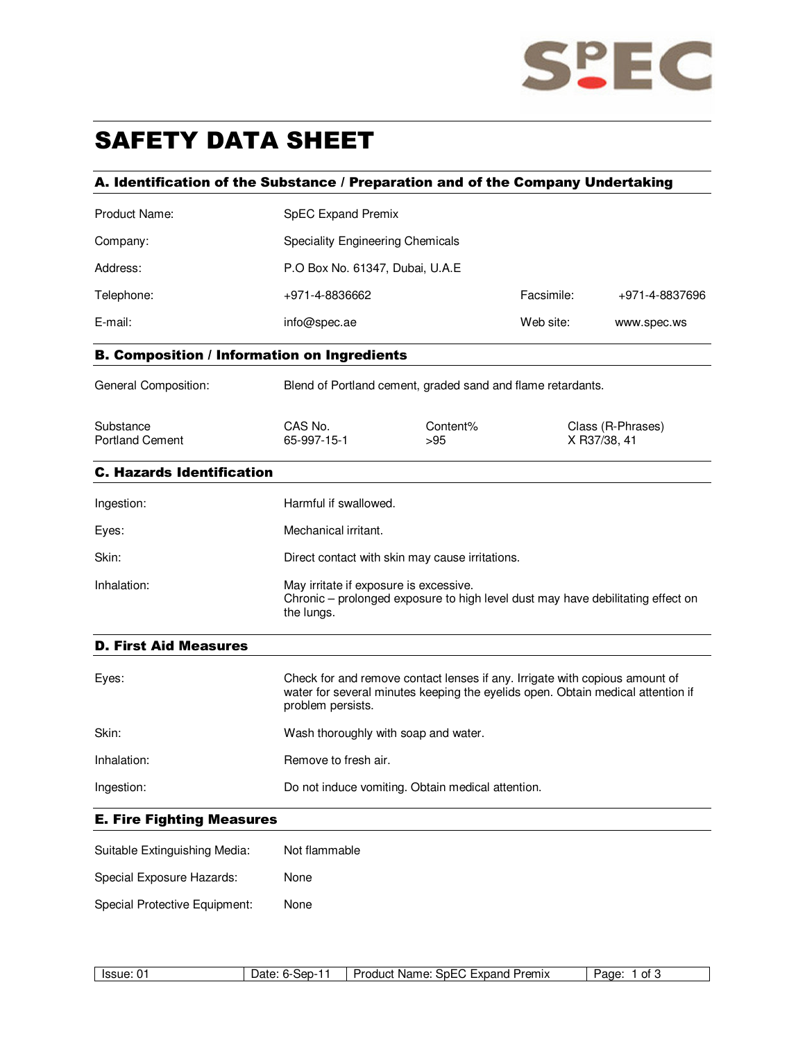# SAFETY DATA SHEET

## A. Identification of the Substance / Preparation and of the Company Undertaking

| | | | |
|---|---|---|---|
| Product Name: | SpEC Expand Premix | | |
| Company: | Speciality Engineering Chemicals | | |
| Address: | P.O Box No. 61347, Dubai, U.A.E | | |
| Telephone: | +971-4-8836662 | Facsimile: | +971-4-8837696 |
| E-mail: | info@spec.ae | Web site: | www.spec.ws |

## B. Composition / Information on Ingredients

General Composition: Blend of Portland cement, graded sand and flame retardants.

| Substance | CAS No. | Content% | Class (R-Phrases) |
|---|---|---|---|
| Portland Cement | 65-997-15-1 | >95 | X R37/38, 41 |

## C. Hazards Identification

| | |
|---|---|
| Ingestion: | Harmful if swallowed. |
| Eyes: | Mechanical irritant. |
| Skin: | Direct contact with skin may cause irritations. |
| Inhalation: | May irritate if exposure is excessive.<br>Chronic – prolonged exposure to high level dust may have debilitating effect on the lungs. |

## D. First Aid Measures

| | |
|---|---|
| Eyes: | Check for and remove contact lenses if any. Irrigate with copious amount of water for several minutes keeping the eyelids open. Obtain medical attention if problem persists. |
| Skin: | Wash thoroughly with soap and water. |
| Inhalation: | Remove to fresh air. |
| Ingestion: | Do not induce vomiting. Obtain medical attention. |

## E. Fire Fighting Measures

| | |
|---|---|
| Suitable Extinguishing Media: | Not flammable |
| Special Exposure Hazards: | None |
| Special Protective Equipment: | None |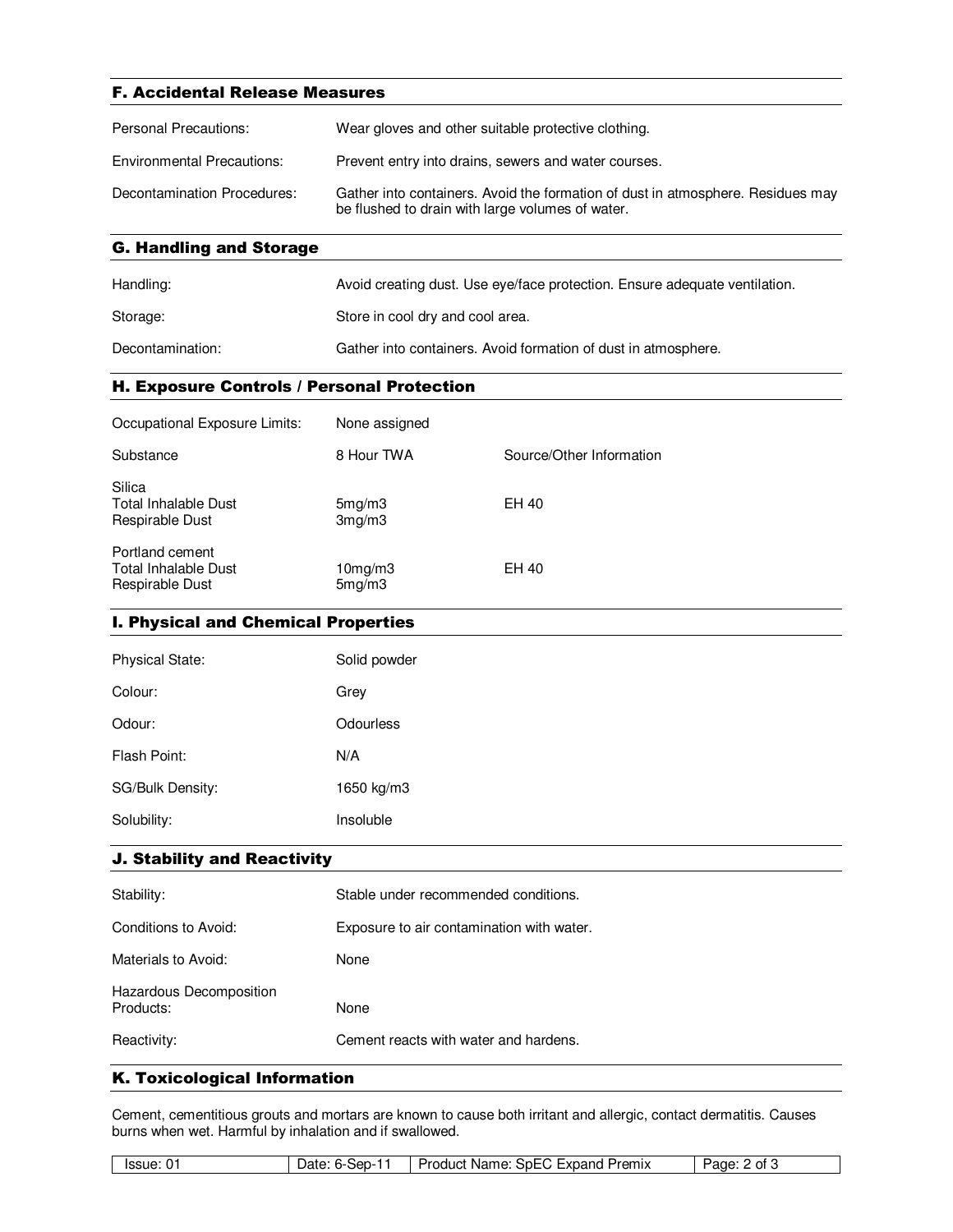## F. Accidental Release Measures

| | |
|---|---|
| Personal Precautions: | Wear gloves and other suitable protective clothing. |
| Environmental Precautions: | Prevent entry into drains, sewers and water courses. |
| Decontamination Procedures: | Gather into containers. Avoid the formation of dust in atmosphere. Residues may be flushed to drain with large volumes of water. |

## G. Handling and Storage

| | |
|---|---|
| Handling: | Avoid creating dust. Use eye/face protection. Ensure adequate ventilation. |
| Storage: | Store in cool dry and cool area. |
| Decontamination: | Gather into containers. Avoid formation of dust in atmosphere. |

## H. Exposure Controls / Personal Protection

Occupational Exposure Limits: None assigned

| Substance | 8 Hour TWA | Source/Other Information |
|---|---|---|
| Silica | | |
| Total Inhalable Dust | 5mg/m3 | EH 40 |
| Respirable Dust | 3mg/m3 | |
| Portland cement | | |
| Total Inhalable Dust | 10mg/m3 | EH 40 |
| Respirable Dust | 5mg/m3 | |

## I. Physical and Chemical Properties

| | |
|---|---|
| Physical State: | Solid powder |
| Colour: | Grey |
| Odour: | Odourless |
| Flash Point: | N/A |
| SG/Bulk Density: | 1650 kg/m3 |
| Solubility: | Insoluble |

## J. Stability and Reactivity

| | |
|---|---|
| Stability: | Stable under recommended conditions. |
| Conditions to Avoid: | Exposure to air contamination with water. |
| Materials to Avoid: | None |
| Hazardous Decomposition Products: | None |
| Reactivity: | Cement reacts with water and hardens. |

## K. Toxicological Information

Cement, cementitious grouts and mortars are known to cause both irritant and allergic, contact dermatitis. Causes burns when wet. Harmful by inhalation and if swallowed.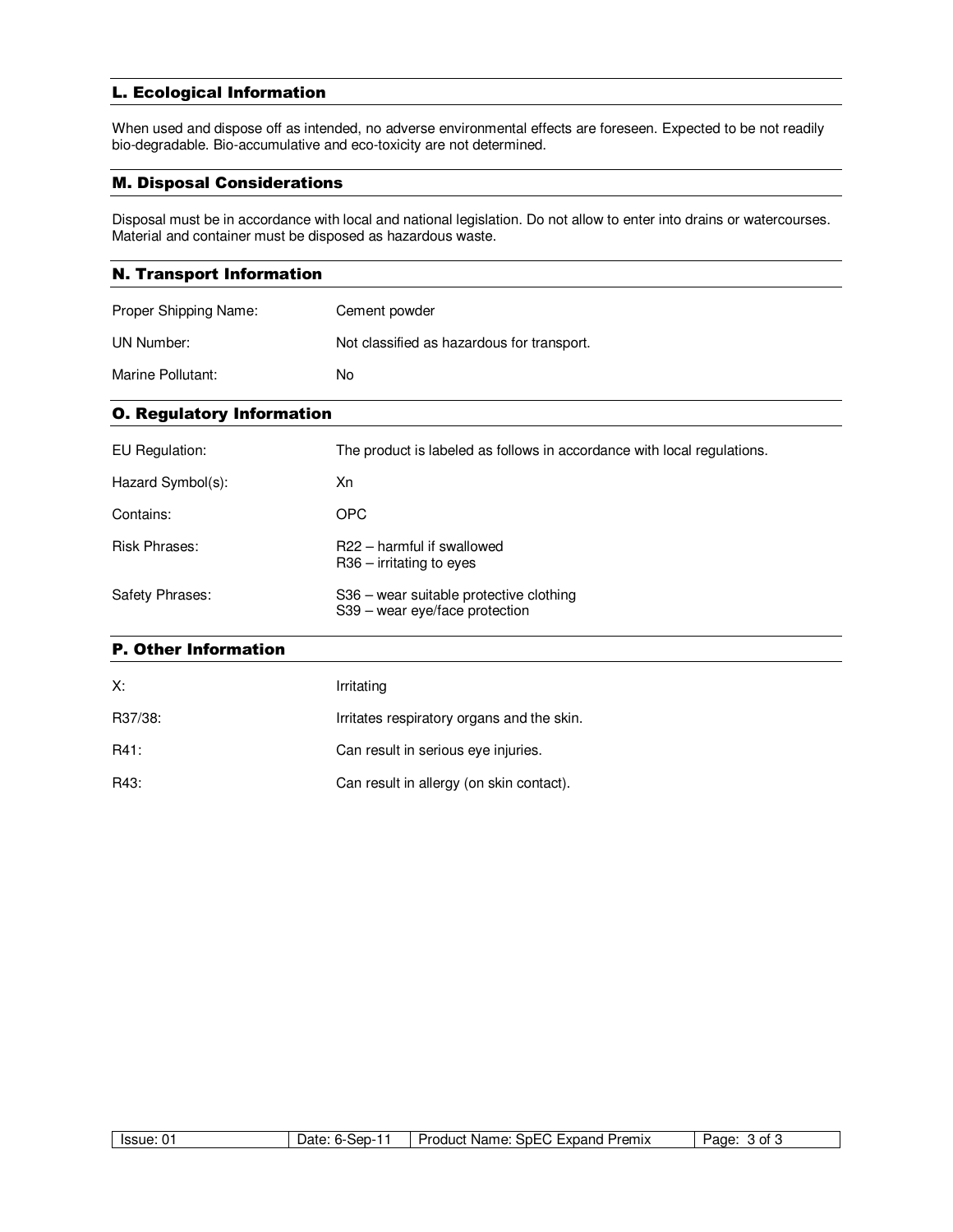## L. Ecological Information

When used and dispose off as intended, no adverse environmental effects are foreseen. Expected to be not readily bio-degradable. Bio-accumulative and eco-toxicity are not determined.

## M. Disposal Considerations

Disposal must be in accordance with local and national legislation. Do not allow to enter into drains or watercourses. Material and container must be disposed as hazardous waste.

## N. Transport Information

| | |
|---|---|
| Proper Shipping Name: | Cement powder |
| UN Number: | Not classified as hazardous for transport. |
| Marine Pollutant: | No |

## O. Regulatory Information

| | |
|---|---|
| EU Regulation: | The product is labeled as follows in accordance with local regulations. |
| Hazard Symbol(s): | Xn |
| Contains: | OPC |
| Risk Phrases: | R22 – harmful if swallowed<br>R36 – irritating to eyes |
| Safety Phrases: | S36 – wear suitable protective clothing<br>S39 – wear eye/face protection |

## P. Other Information

| | |
|---|---|
| X: | Irritating |
| R37/38: | Irritates respiratory organs and the skin. |
| R41: | Can result in serious eye injuries. |
| R43: | Can result in allergy (on skin contact). |

| Issue: 01 | Date: 6-Sep-11 | Product Name: SpEC Expand Premix |
|---|---|---|